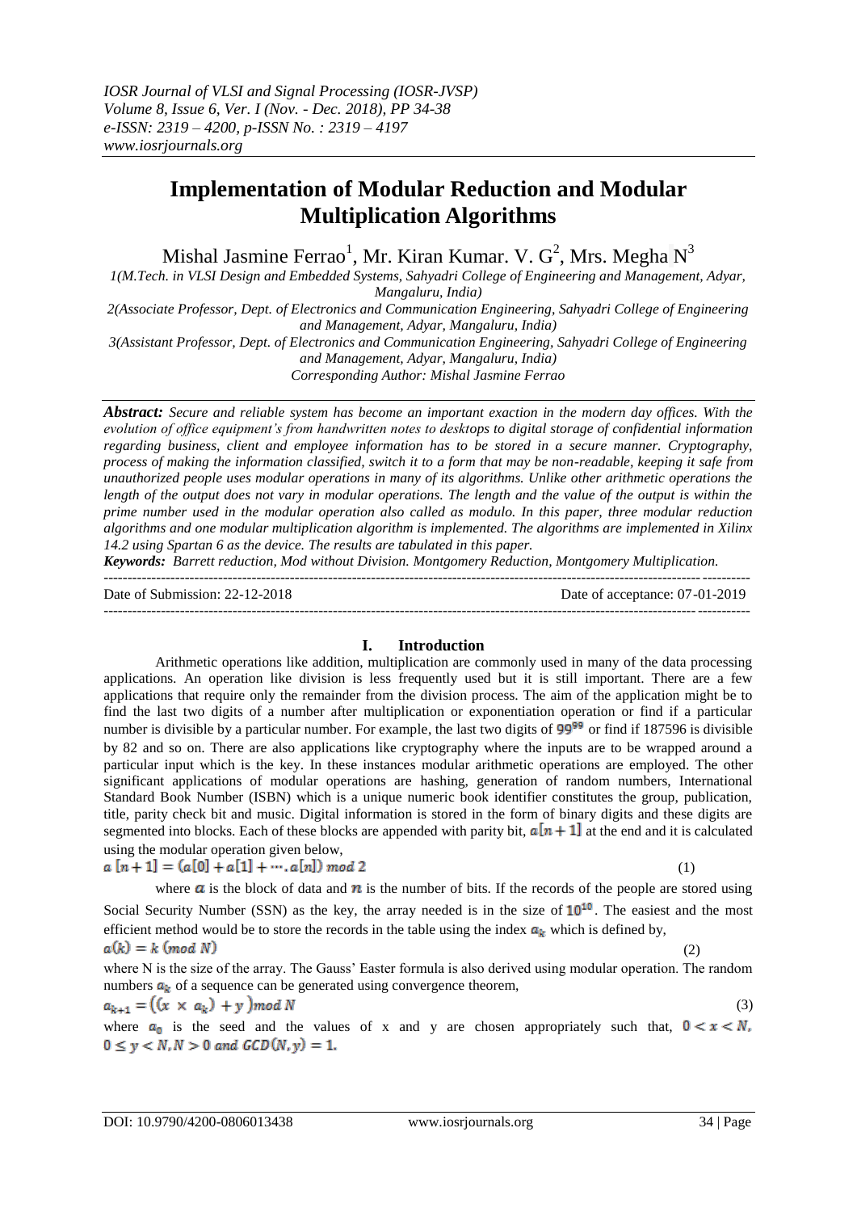# Implementation of Modular Reduction and Modular Multiplication Algorithms

Mishal Jasmine Ferrao[1], Mr. Kiran Kumar. V. G[2], Mrs. Megha N[3]

1(M.Tech. in VLSI Design and Embedded Systems, Sahyadri College of Engineering and Management, Adyar, Mangaluru, India)

2(Associate Professor, Dept. of Electronics and Communication Engineering, Sahyadri College of Engineering and Management, Adyar, Mangaluru, India)

3(Assistant Professor, Dept. of Electronics and Communication Engineering, Sahyadri College of Engineering and Management, Adyar, Mangaluru, India)

*Corresponding Author: Mishal Jasmine Ferrao*

***Abstract:*** *Secure and reliable system has become an important exaction in the modern day offices. With the evolution of office equipment's from handwritten notes to desktops to digital storage of confidential information regarding business, client and employee information has to be stored in a secure manner. Cryptography, process of making the information classified, switch it to a form that may be non-readable, keeping it safe from unauthorized people uses modular operations in many of its algorithms. Unlike other arithmetic operations the length of the output does not vary in modular operations. The length and the value of the output is within the prime number used in the modular operation also called as modulo. In this paper, three modular reduction algorithms and one modular multiplication algorithm is implemented. The algorithms are implemented in Xilinx 14.2 using Spartan 6 as the device. The results are tabulated in this paper.*

***Keywords:*** *Barrett reduction, Mod without Division. Montgomery Reduction, Montgomery Multiplication.*

---

Date of Submission: 22-12-2018 Date of acceptance: 07-01-2019

---

## I. Introduction

Arithmetic operations like addition, multiplication are commonly used in many of the data processing applications. An operation like division is less frequently used but it is still important. There are a few applications that require only the remainder from the division process. The aim of the application might be to find the last two digits of a number after multiplication or exponentiation operation or find if a particular number is divisible by a particular number. For example, the last two digits of $99^{99}$ or find if 187596 is divisible by 82 and so on. There are also applications like cryptography where the inputs are to be wrapped around a particular input which is the key. In these instances modular arithmetic operations are employed. The other significant applications of modular operations are hashing, generation of random numbers, International Standard Book Number (ISBN) which is a unique numeric book identifier constitutes the group, publication, title, parity check bit and music. Digital information is stored in the form of binary digits and these digits are segmented into blocks. Each of these blocks are appended with parity bit, $a[n+1]$ at the end and it is calculated using the modular operation given below,

$$a\,[n+1] = (a[0] + a[1] + \cdots .\, a[n])\ mod\ 2 \tag{1}$$

where $a$ is the block of data and $n$ is the number of bits. If the records of the people are stored using Social Security Number (SSN) as the key, the array needed is in the size of $10^{10}$. The easiest and the most efficient method would be to store the records in the table using the index $a_k$ which is defined by,

$$a(k) = k\ (mod\ N) \tag{2}$$

where N is the size of the array. The Gauss' Easter formula is also derived using modular operation. The random numbers $a_k$ of a sequence can be generated using convergence theorem,

$$a_{k+1} = \left((x\ \times\ a_k) + y\right) mod\ N \tag{3}$$

where $a_0$ is the seed and the values of x and y are chosen appropriately such that, $0 < x < N$, $0 \leq y < N, N > 0\ and\ GCD(N, y) = 1.$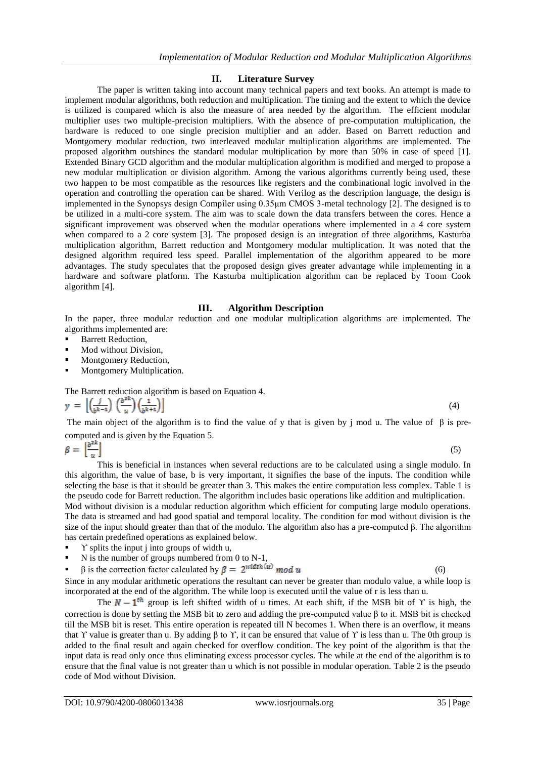## II. Literature Survey

The paper is written taking into account many technical papers and text books. An attempt is made to implement modular algorithms, both reduction and multiplication. The timing and the extent to which the device is utilized is compared which is also the measure of area needed by the algorithm. The efficient modular multiplier uses two multiple-precision multipliers. With the absence of pre-computation multiplication, the hardware is reduced to one single precision multiplier and an adder. Based on Barrett reduction and Montgomery modular reduction, two interleaved modular multiplication algorithms are implemented. The proposed algorithm outshines the standard modular multiplication by more than 50% in case of speed [1]. Extended Binary GCD algorithm and the modular multiplication algorithm is modified and merged to propose a new modular multiplication or division algorithm. Among the various algorithms currently being used, these two happen to be most compatible as the resources like registers and the combinational logic involved in the operation and controlling the operation can be shared. With Verilog as the description language, the design is implemented in the Synopsys design Compiler using 0.35µm CMOS 3-metal technology [2]. The designed is to be utilized in a multi-core system. The aim was to scale down the data transfers between the cores. Hence a significant improvement was observed when the modular operations where implemented in a 4 core system when compared to a 2 core system [3]. The proposed design is an integration of three algorithms, Kasturba multiplication algorithm, Barrett reduction and Montgomery modular multiplication. It was noted that the designed algorithm required less speed. Parallel implementation of the algorithm appeared to be more advantages. The study speculates that the proposed design gives greater advantage while implementing in a hardware and software platform. The Kasturba multiplication algorithm can be replaced by Toom Cook algorithm [4].

## III. Algorithm Description

In the paper, three modular reduction and one modular multiplication algorithms are implemented. The algorithms implemented are:

- Barrett Reduction,
- Mod without Division,
- Montgomery Reduction,
- Montgomery Multiplication.

The Barrett reduction algorithm is based on Equation 4.

$$y = \left\lfloor \left(\frac{j}{b^{k-1}}\right)\left(\frac{b^{2k}}{u}\right)\left(\frac{1}{b^{k+1}}\right) \right\rfloor \tag{4}$$

The main object of the algorithm is to find the value of y that is given by j mod u. The value of β is pre-computed and is given by the Equation 5.

$$\beta = \left\lfloor \frac{b^{2k}}{u} \right\rfloor \tag{5}$$

This is beneficial in instances when several reductions are to be calculated using a single modulo. In this algorithm, the value of base, b is very important, it signifies the base of the inputs. The condition while selecting the base is that it should be greater than 3. This makes the entire computation less complex. Table 1 is the pseudo code for Barrett reduction. The algorithm includes basic operations like addition and multiplication.

Mod without division is a modular reduction algorithm which efficient for computing large modulo operations. The data is streamed and had good spatial and temporal locality. The condition for mod without division is the size of the input should greater than that of the modulo. The algorithm also has a pre-computed β. The algorithm has certain predefined operations as explained below.

- ϒ splits the input j into groups of width u,
- N is the number of groups numbered from 0 to N-1,
- β is the correction factor calculated by $\beta = 2^{width(u)} \bmod u$ (6)

Since in any modular arithmetic operations the resultant can never be greater than modulo value, a while loop is incorporated at the end of the algorithm. The while loop is executed until the value of r is less than u.

The $N-1^{th}$ group is left shifted width of u times. At each shift, if the MSB bit of ϒ is high, the correction is done by setting the MSB bit to zero and adding the pre-computed value β to it. MSB bit is checked till the MSB bit is reset. This entire operation is repeated till N becomes 1. When there is an overflow, it means that ϒ value is greater than u. By adding β to ϒ, it can be ensured that value of ϒ is less than u. The 0th group is added to the final result and again checked for overflow condition. The key point of the algorithm is that the input data is read only once thus eliminating excess processor cycles. The while at the end of the algorithm is to ensure that the final value is not greater than u which is not possible in modular operation. Table 2 is the pseudo code of Mod without Division.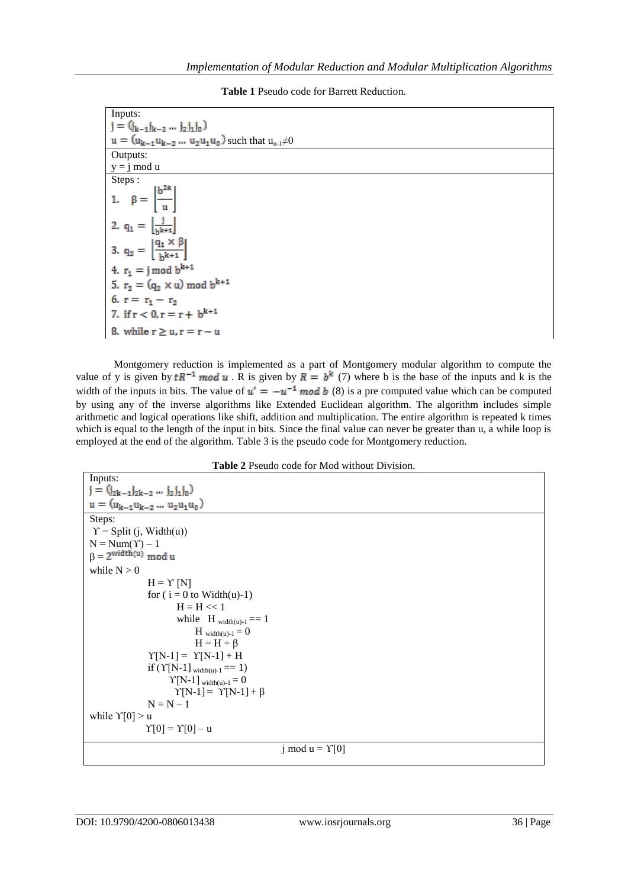**Table 1** Pseudo code for Barrett Reduction.

| Inputs: $j = (j_{k-1}j_{k-2} \dots j_2j_1j_0)$ $u = (u_{k-1}u_{k-2} \dots u_2u_1u_0)$ such that $u_{n-1} \neq 0$ |
|---|
| Outputs: $y = j \bmod u$ |
| Steps : 1. $\beta = \left\lfloor \frac{b^{2k}}{u} \right\rfloor$ 2. $q_1 = \left\lfloor \frac{j}{b^{k+1}} \right\rfloor$ 3. $q_2 = \left\lfloor \frac{q_1 \times \beta}{b^{k+1}} \right\rfloor$ 4. $r_1 = j \bmod b^{k+1}$ 5. $r_2 = (q_2 \times u) \bmod b^{k+1}$ 6. $r = r_1 - r_2$ 7. if $r < 0, r = r + b^{k+1}$ 8. while $r \geq u, r = r - u$ |

Montgomery reduction is implemented as a part of Montgomery modular algorithm to compute the value of y is given by $tR^{-1} \bmod u$ . R is given by $R = b^k$ (7) where b is the base of the inputs and k is the width of the inputs in bits. The value of $u' = -u^{-1} \bmod b$ (8) is a pre computed value which can be computed by using any of the inverse algorithms like Extended Euclidean algorithm. The algorithm includes simple arithmetic and logical operations like shift, addition and multiplication. The entire algorithm is repeated k times which is equal to the length of the input in bits. Since the final value can never be greater than u, a while loop is employed at the end of the algorithm. Table 3 is the pseudo code for Montgomery reduction.

**Table 2** Pseudo code for Mod without Division.

```
Inputs:
j = (j_{2k-1} j_{2k-2} ... j_2 j_1 j_0)
u = (u_{k-1} u_{k-2} ... u_2 u_1 u_0)

Steps:
ϒ = Split (j, Width(u))
N = Num(ϒ) – 1
β = 2^{width(u)} mod u
while N > 0
        H = ϒ [N]
        for ( i = 0 to Width(u)-1)
              H = H << 1
              while  H_{width(u)-1} == 1
                    H_{width(u)-1} = 0
                    H = H + β
        ϒ[N-1] = ϒ[N-1] + H
        if (ϒ[N-1]_{width(u)-1} == 1)
              ϒ[N-1]_{width(u)-1} = 0
              ϒ[N-1] = ϒ[N-1] + β
        N = N – 1
while ϒ[0] > u
        ϒ[0] = ϒ[0] – u

j mod u = ϒ[0]
```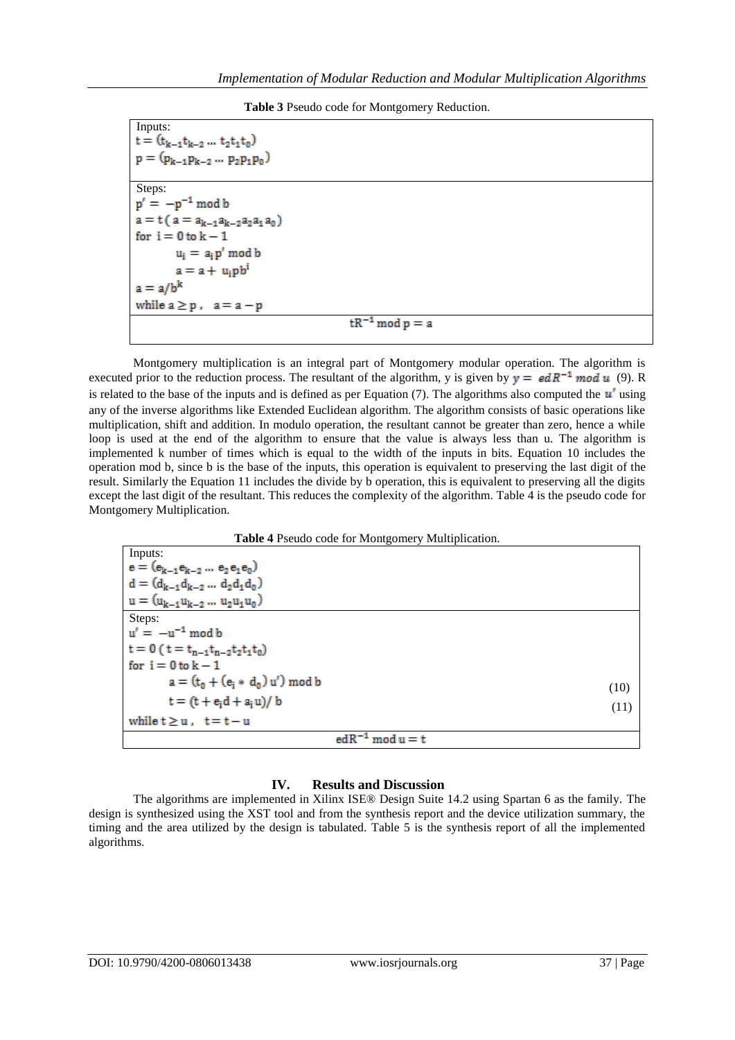**Table 3** Pseudo code for Montgomery Reduction.

| Inputs: $t = (t_{k-1}t_{k-2} \dots t_2t_1t_0)$ $p = (p_{k-1}p_{k-2} \dots p_2p_1p_0)$ |
|---|
| Steps: $p' = -p^{-1} \bmod b$ $a = t\,(a = a_{k-1}a_{k-2}a_2a_1a_0)$ for $i = 0$ to $k-1$ $u_i = a_i p' \bmod b$ $a = a + u_i p b^i$ $a = a/b^k$ while $a \geq p$, $a = a - p$ |
| $tR^{-1} \bmod p = a$ |

Montgomery multiplication is an integral part of Montgomery modular operation. The algorithm is executed prior to the reduction process. The resultant of the algorithm, y is given by $y = edR^{-1} \bmod u$ (9). R is related to the base of the inputs and is defined as per Equation (7). The algorithms also computed the $u'$ using any of the inverse algorithms like Extended Euclidean algorithm. The algorithm consists of basic operations like multiplication, shift and addition. In modulo operation, the resultant cannot be greater than zero, hence a while loop is used at the end of the algorithm to ensure that the value is always less than u. The algorithm is implemented k number of times which is equal to the width of the inputs in bits. Equation 10 includes the operation mod b, since b is the base of the inputs, this operation is equivalent to preserving the last digit of the result. Similarly the Equation 11 includes the divide by b operation, this is equivalent to preserving all the digits except the last digit of the resultant. This reduces the complexity of the algorithm. Table 4 is the pseudo code for Montgomery Multiplication.

**Table 4** Pseudo code for Montgomery Multiplication.

| Inputs: $e = (e_{k-1}e_{k-2} \dots e_2e_1e_0)$ $d = (d_{k-1}d_{k-2} \dots d_2d_1d_0)$ $u = (u_{k-1}u_{k-2} \dots u_2u_1u_0)$ |
|---|
| Steps: $u' = -u^{-1} \bmod b$ $t = 0\,(t = t_{n-1}t_{n-2}t_2t_1t_0)$ for $i = 0$ to $k-1$ $a = (t_0 + (e_i * d_0)\,u') \bmod b$ (10) $t = (t + e_i d + a_i u)/b$ (11) while $t \geq u$, $t = t - u$ |
| $edR^{-1} \bmod u = t$ |

## IV. Results and Discussion

The algorithms are implemented in Xilinx ISE® Design Suite 14.2 using Spartan 6 as the family. The design is synthesized using the XST tool and from the synthesis report and the device utilization summary, the timing and the area utilized by the design is tabulated. Table 5 is the synthesis report of all the implemented algorithms.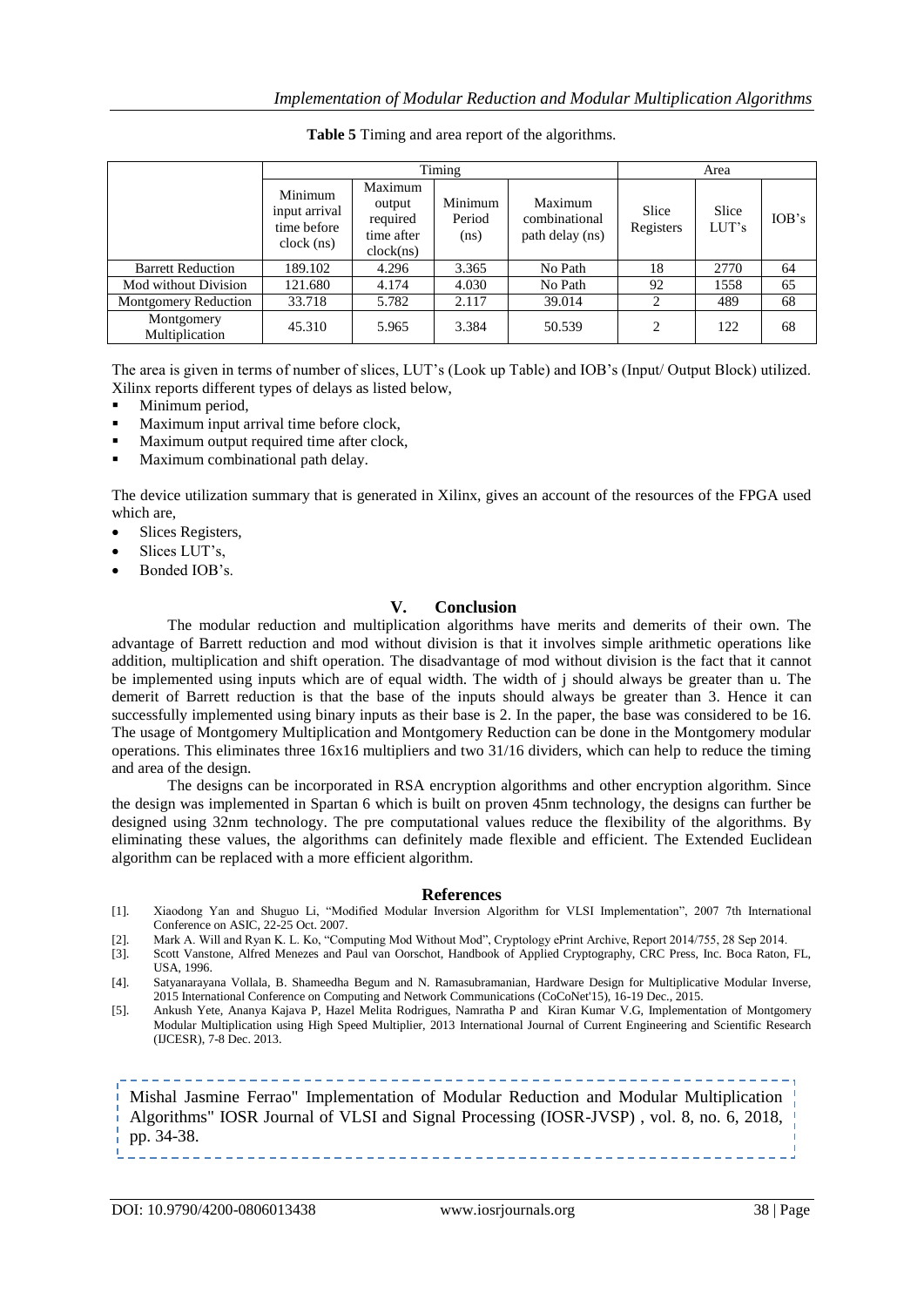**Table 5** Timing and area report of the algorithms.

| | Timing | | | | Area | | |
|---|---|---|---|---|---|---|---|
| | Minimum input arrival time before clock (ns) | Maximum output required time after clock(ns) | Minimum Period (ns) | Maximum combinational path delay (ns) | Slice Registers | Slice LUT's | IOB's |
| Barrett Reduction | 189.102 | 4.296 | 3.365 | No Path | 18 | 2770 | 64 |
| Mod without Division | 121.680 | 4.174 | 4.030 | No Path | 92 | 1558 | 65 |
| Montgomery Reduction | 33.718 | 5.782 | 2.117 | 39.014 | 2 | 489 | 68 |
| Montgomery Multiplication | 45.310 | 5.965 | 3.384 | 50.539 | 2 | 122 | 68 |

The area is given in terms of number of slices, LUT's (Look up Table) and IOB's (Input/ Output Block) utilized. Xilinx reports different types of delays as listed below,

- Minimum period,
- Maximum input arrival time before clock,
- Maximum output required time after clock,
- Maximum combinational path delay.

The device utilization summary that is generated in Xilinx, gives an account of the resources of the FPGA used which are,

- Slices Registers,
- Slices LUT's,
- Bonded IOB's.

## V. Conclusion

The modular reduction and multiplication algorithms have merits and demerits of their own. The advantage of Barrett reduction and mod without division is that it involves simple arithmetic operations like addition, multiplication and shift operation. The disadvantage of mod without division is the fact that it cannot be implemented using inputs which are of equal width. The width of j should always be greater than u. The demerit of Barrett reduction is that the base of the inputs should always be greater than 3. Hence it can successfully implemented using binary inputs as their base is 2. In the paper, the base was considered to be 16. The usage of Montgomery Multiplication and Montgomery Reduction can be done in the Montgomery modular operations. This eliminates three 16x16 multipliers and two 31/16 dividers, which can help to reduce the timing and area of the design.

The designs can be incorporated in RSA encryption algorithms and other encryption algorithm. Since the design was implemented in Spartan 6 which is built on proven 45nm technology, the designs can further be designed using 32nm technology. The pre computational values reduce the flexibility of the algorithms. By eliminating these values, the algorithms can definitely made flexible and efficient. The Extended Euclidean algorithm can be replaced with a more efficient algorithm.

## References

[1]. Xiaodong Yan and Shuguo Li, "Modified Modular Inversion Algorithm for VLSI Implementation", 2007 7th International Conference on ASIC, 22-25 Oct. 2007.

[2]. Mark A. Will and Ryan K. L. Ko, "Computing Mod Without Mod", Cryptology ePrint Archive, Report 2014/755, 28 Sep 2014.

[3]. Scott Vanstone, Alfred Menezes and Paul van Oorschot, Handbook of Applied Cryptography, CRC Press, Inc. Boca Raton, FL, USA, 1996.

[4]. Satyanarayana Vollala, B. Shameedha Begum and N. Ramasubramanian, Hardware Design for Multiplicative Modular Inverse, 2015 International Conference on Computing and Network Communications (CoCoNet'15), 16-19 Dec., 2015.

[5]. Ankush Yete, Ananya Kajava P, Hazel Melita Rodrigues, Namratha P and Kiran Kumar V.G, Implementation of Montgomery Modular Multiplication using High Speed Multiplier, 2013 International Journal of Current Engineering and Scientific Research (IJCESR), 7-8 Dec. 2013.

Mishal Jasmine Ferrao" Implementation of Modular Reduction and Modular Multiplication Algorithms" IOSR Journal of VLSI and Signal Processing (IOSR-JVSP) , vol. 8, no. 6, 2018, pp. 34-38.